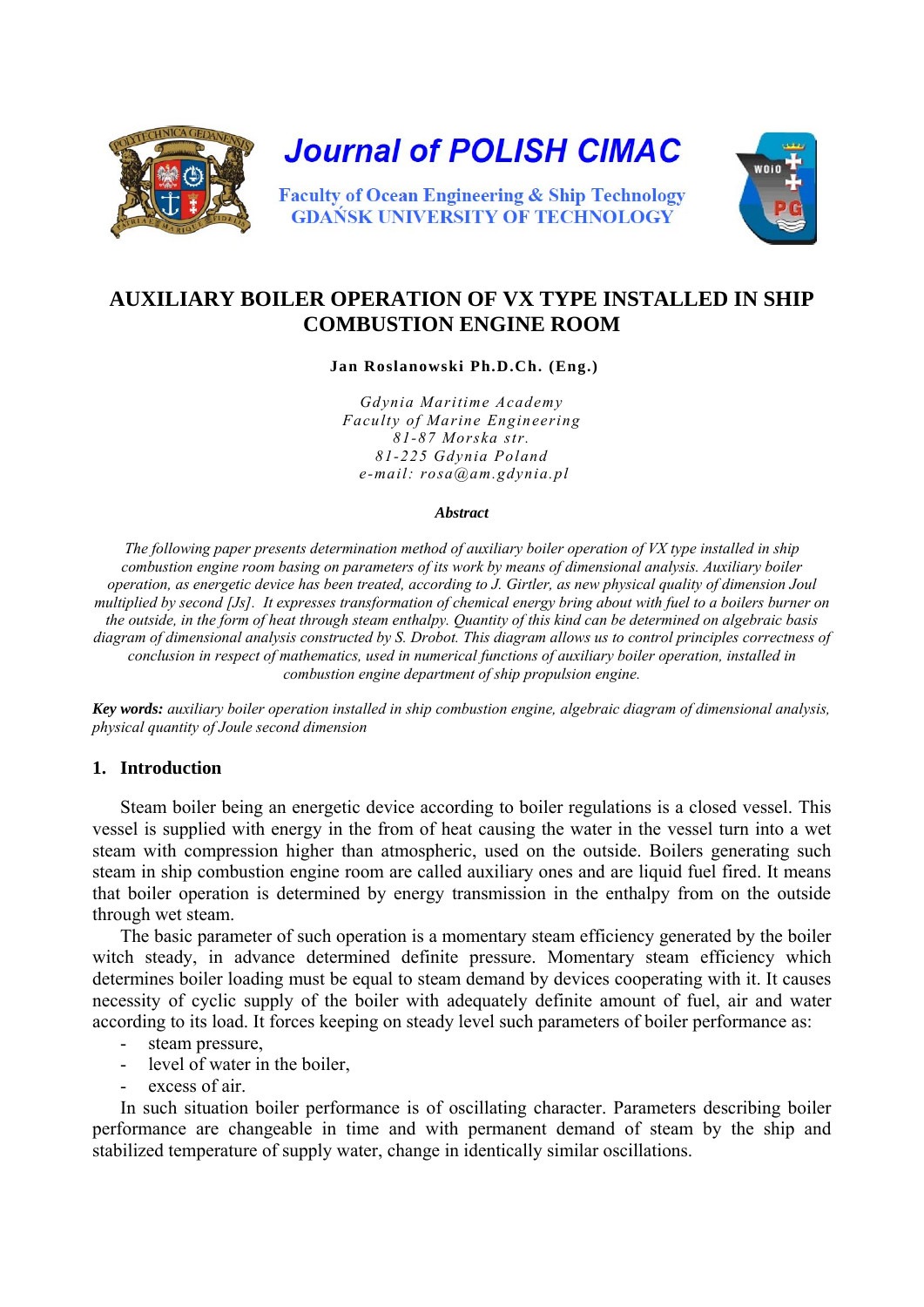# Journal of POLISH CIMAC

Faculty of Ocean Engineering & Ship Technology
GDAŃSK UNIVERSITY OF TECHNOLOGY

## AUXILIARY BOILER OPERATION OF VX TYPE INSTALLED IN SHIP COMBUSTION ENGINE ROOM

**Jan Roslanowski Ph.D.Ch. (Eng.)**

*Gdynia Maritime Academy*
*Faculty of Marine Engineering*
*81-87 Morska str.*
*81-225 Gdynia Poland*
*e-mail: rosa@am.gdynia.pl*

***Abstract***

*The following paper presents determination method of auxiliary boiler operation of VX type installed in ship combustion engine room basing on parameters of its work by means of dimensional analysis. Auxiliary boiler operation, as energetic device has been treated, according to J. Girtler, as new physical quality of dimension Joul multiplied by second [Js]. It expresses transformation of chemical energy bring about with fuel to a boilers burner on the outside, in the form of heat through steam enthalpy. Quantity of this kind can be determined on algebraic basis diagram of dimensional analysis constructed by S. Drobot. This diagram allows us to control principles correctness of conclusion in respect of mathematics, used in numerical functions of auxiliary boiler operation, installed in combustion engine department of ship propulsion engine.*

***Key words:*** *auxiliary boiler operation installed in ship combustion engine, algebraic diagram of dimensional analysis, physical quantity of Joule second dimension*

## 1. Introduction

Steam boiler being an energetic device according to boiler regulations is a closed vessel. This vessel is supplied with energy in the from of heat causing the water in the vessel turn into a wet steam with compression higher than atmospheric, used on the outside. Boilers generating such steam in ship combustion engine room are called auxiliary ones and are liquid fuel fired. It means that boiler operation is determined by energy transmission in the enthalpy from on the outside through wet steam.

The basic parameter of such operation is a momentary steam efficiency generated by the boiler witch steady, in advance determined definite pressure. Momentary steam efficiency which determines boiler loading must be equal to steam demand by devices cooperating with it. It causes necessity of cyclic supply of the boiler with adequately definite amount of fuel, air and water according to its load. It forces keeping on steady level such parameters of boiler performance as:

- steam pressure,
- level of water in the boiler,
- excess of air.

In such situation boiler performance is of oscillating character. Parameters describing boiler performance are changeable in time and with permanent demand of steam by the ship and stabilized temperature of supply water, change in identically similar oscillations.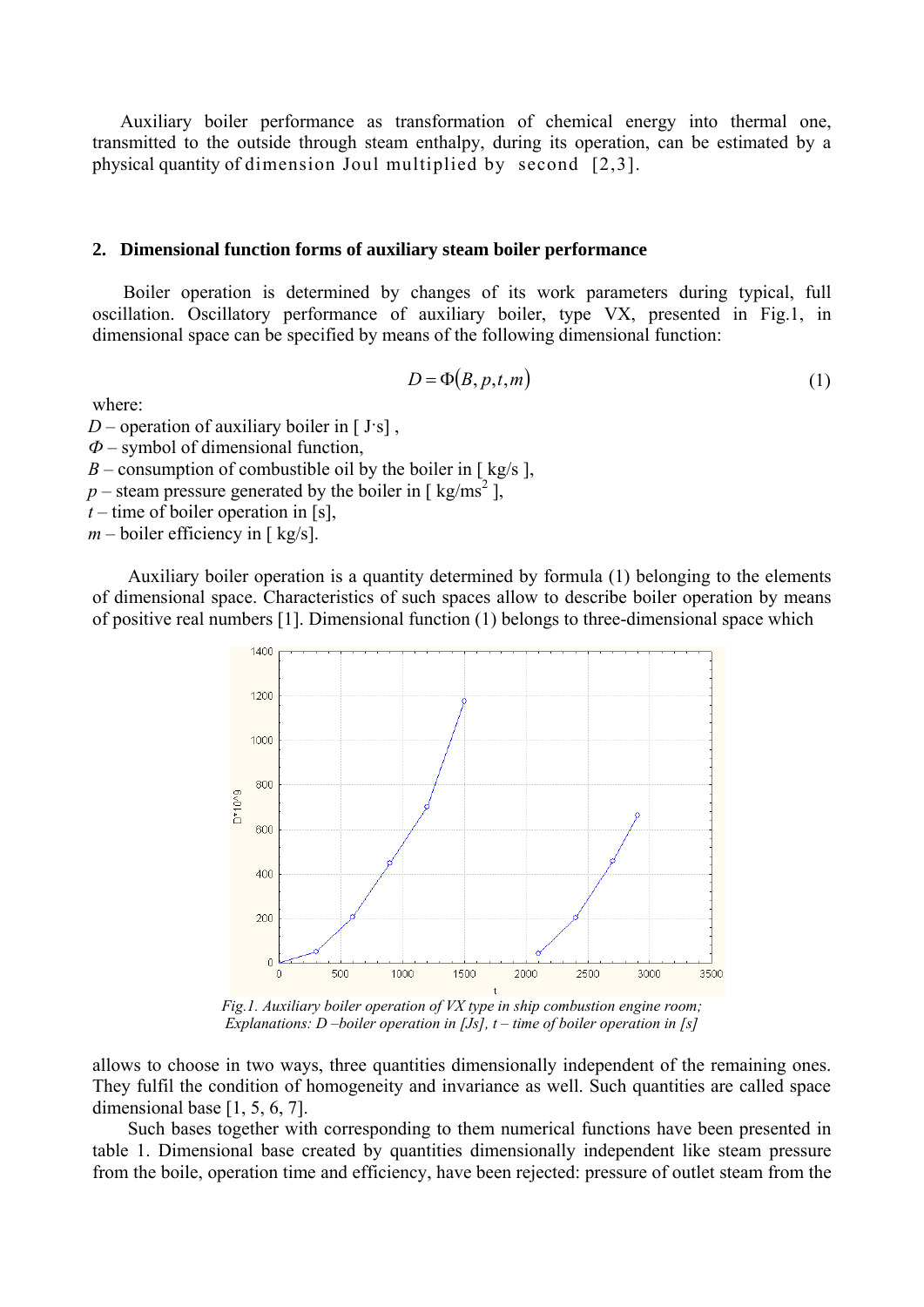Auxiliary boiler performance as transformation of chemical energy into thermal one, transmitted to the outside through steam enthalpy, during its operation, can be estimated by a physical quantity of dimension Joul multiplied by second [2,3].

## 2. Dimensional function forms of auxiliary steam boiler performance

Boiler operation is determined by changes of its work parameters during typical, full oscillation. Oscillatory performance of auxiliary boiler, type VX, presented in Fig.1, in dimensional space can be specified by means of the following dimensional function:

$$D = \Phi(B, p, t, m) \tag{1}$$

where:

$D$ – operation of auxiliary boiler in [ J·s] ,
$\Phi$ – symbol of dimensional function,
$B$ – consumption of combustible oil by the boiler in [ kg/s ],
$p$ – steam pressure generated by the boiler in [ $kg/ms^2$ ],
$t$ – time of boiler operation in [s],
$m$ – boiler efficiency in [ kg/s].

Auxiliary boiler operation is a quantity determined by formula (1) belonging to the elements of dimensional space. Characteristics of such spaces allow to describe boiler operation by means of positive real numbers [1]. Dimensional function (1) belongs to three-dimensional space which allows to choose in two ways, three quantities dimensionally independent of the remaining ones. They fulfil the condition of homogeneity and invariance as well. Such quantities are called space dimensional base [1, 5, 6, 7].

*Fig.1. Auxiliary boiler operation of VX type in ship combustion engine room; Explanations: D –boiler operation in [Js], t – time of boiler operation in [s]*

Such bases together with corresponding to them numerical functions have been presented in table 1. Dimensional base created by quantities dimensionally independent like steam pressure from the boile, operation time and efficiency, have been rejected: pressure of outlet steam from the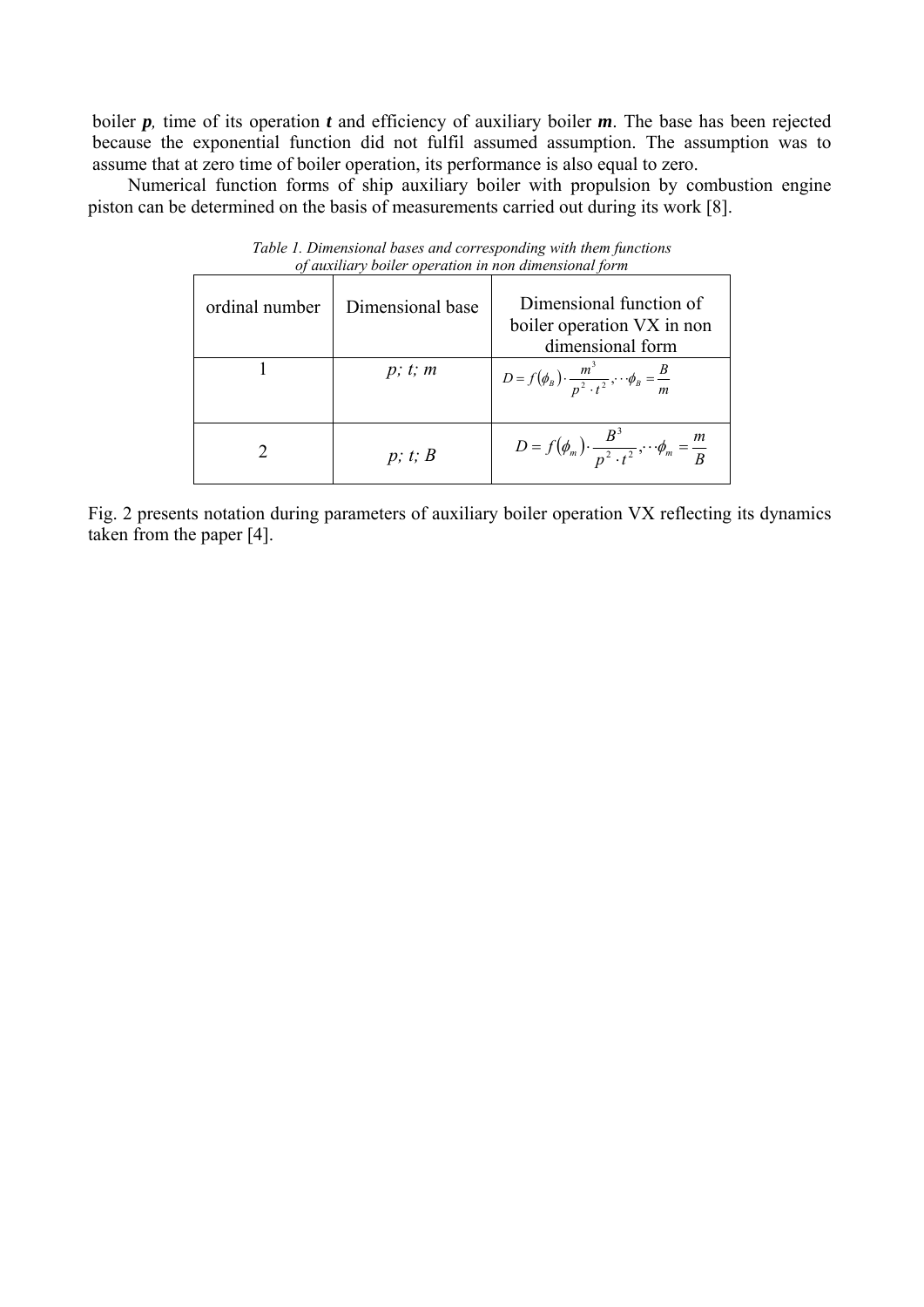boiler ***p***, time of its operation ***t*** and efficiency of auxiliary boiler ***m***. The base has been rejected because the exponential function did not fulfil assumed assumption. The assumption was to assume that at zero time of boiler operation, its performance is also equal to zero.

Numerical function forms of ship auxiliary boiler with propulsion by combustion engine piston can be determined on the basis of measurements carried out during its work [8].

*Table 1. Dimensional bases and corresponding with them functions of auxiliary boiler operation in non dimensional form*

| ordinal number | Dimensional base | Dimensional function of boiler operation VX in non dimensional form |
|---|---|---|
| 1 | *p; t; m* | $D = f(\phi_B) \cdot \frac{m^3}{p^2 \cdot t^2}, \cdots \phi_B = \frac{B}{m}$ |
| 2 | *p; t; B* | $D = f(\phi_m) \cdot \frac{B^3}{p^2 \cdot t^2}, \cdots \phi_m = \frac{m}{B}$ |

Fig. 2 presents notation during parameters of auxiliary boiler operation VX reflecting its dynamics taken from the paper [4].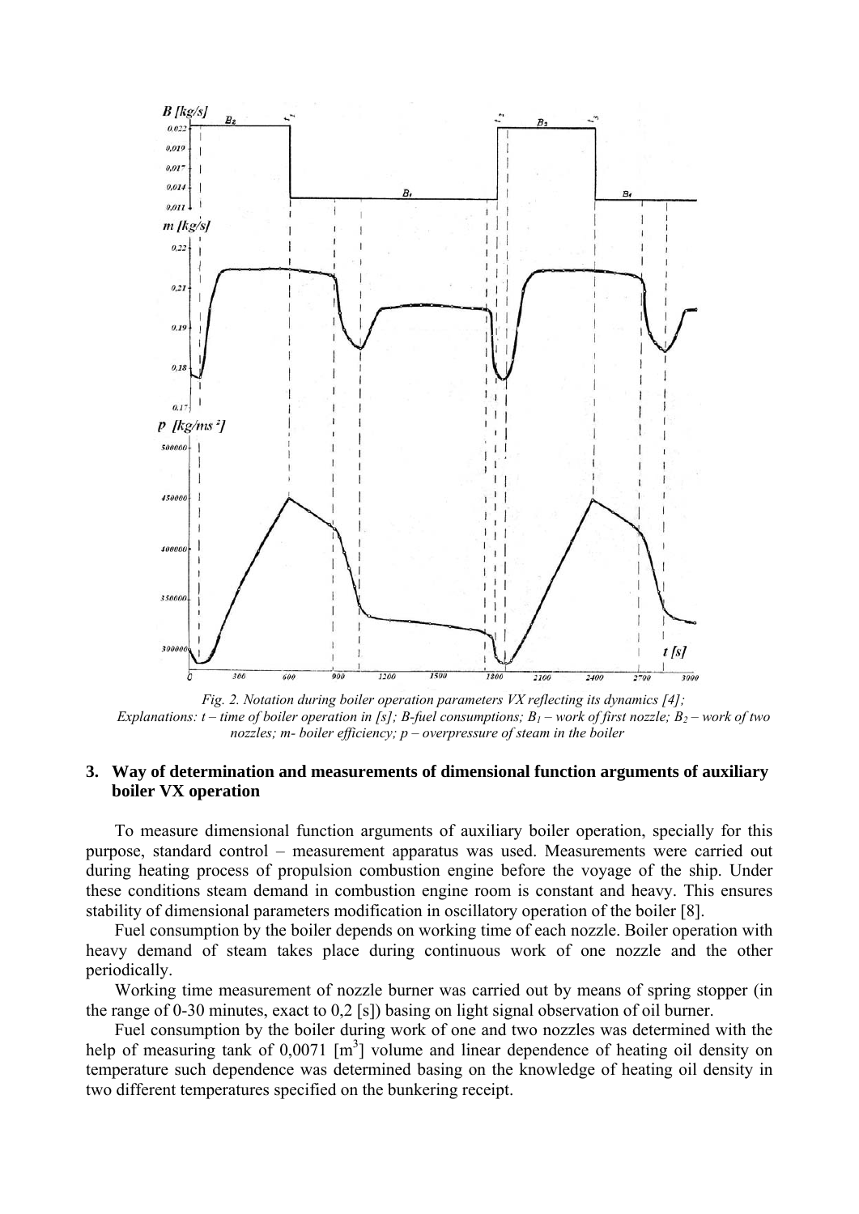*Fig. 2. Notation during boiler operation parameters VX reflecting its dynamics [4]; Explanations: t – time of boiler operation in [s]; B-fuel consumptions; $B_1$ – work of first nozzle; $B_2$ – work of two nozzles; m- boiler efficiency; p – overpressure of steam in the boiler*

## 3. Way of determination and measurements of dimensional function arguments of auxiliary boiler VX operation

To measure dimensional function arguments of auxiliary boiler operation, specially for this purpose, standard control – measurement apparatus was used. Measurements were carried out during heating process of propulsion combustion engine before the voyage of the ship. Under these conditions steam demand in combustion engine room is constant and heavy. This ensures stability of dimensional parameters modification in oscillatory operation of the boiler [8].

Fuel consumption by the boiler depends on working time of each nozzle. Boiler operation with heavy demand of steam takes place during continuous work of one nozzle and the other periodically.

Working time measurement of nozzle burner was carried out by means of spring stopper (in the range of 0-30 minutes, exact to 0,2 [s]) basing on light signal observation of oil burner.

Fuel consumption by the boiler during work of one and two nozzles was determined with the help of measuring tank of 0,0071 [$m^3$] volume and linear dependence of heating oil density on temperature such dependence was determined basing on the knowledge of heating oil density in two different temperatures specified on the bunkering receipt.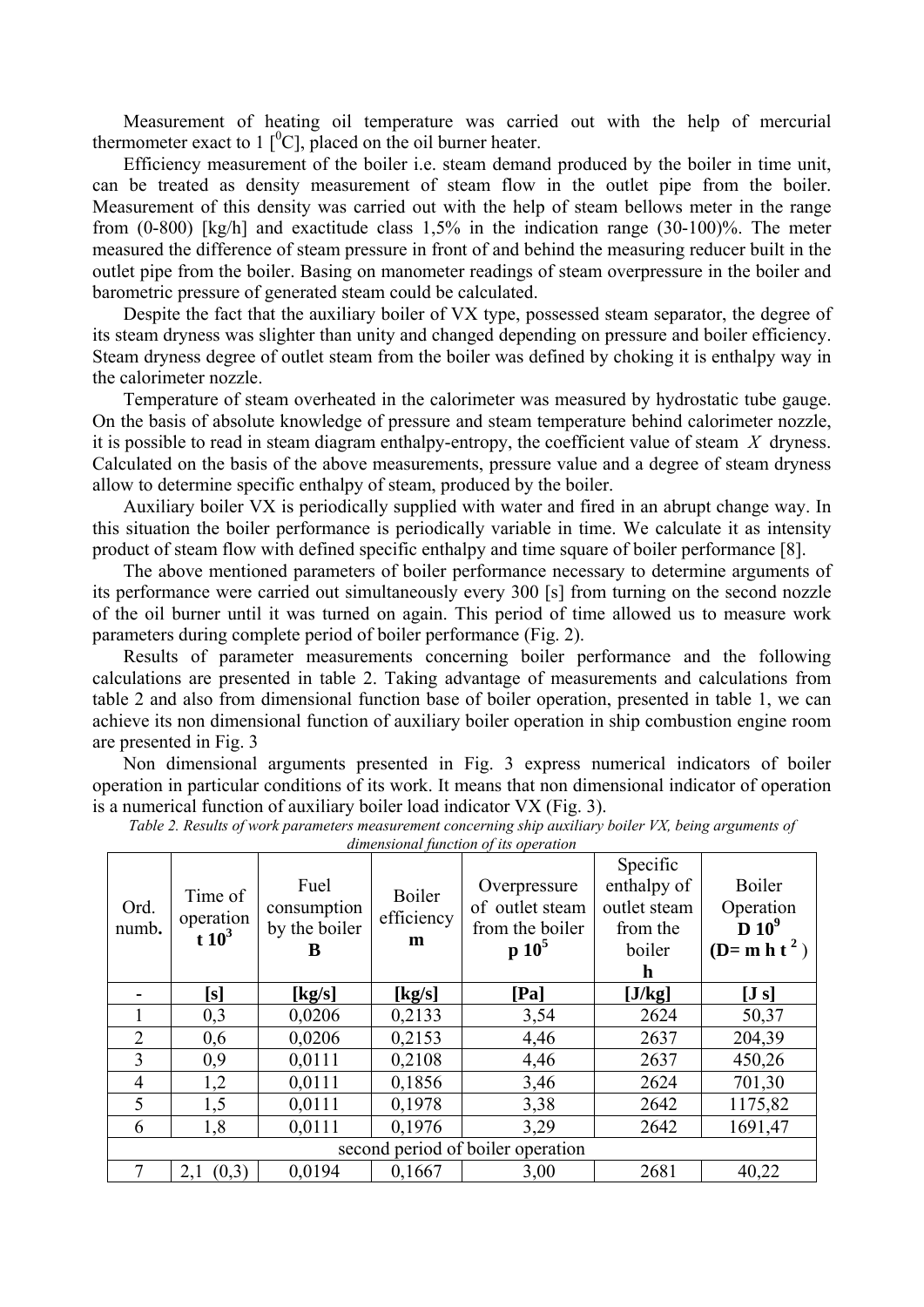Measurement of heating oil temperature was carried out with the help of mercurial thermometer exact to 1 [$^0$C], placed on the oil burner heater.

Efficiency measurement of the boiler i.e. steam demand produced by the boiler in time unit, can be treated as density measurement of steam flow in the outlet pipe from the boiler. Measurement of this density was carried out with the help of steam bellows meter in the range from (0-800) [kg/h] and exactitude class 1,5% in the indication range (30-100)%. The meter measured the difference of steam pressure in front of and behind the measuring reducer built in the outlet pipe from the boiler. Basing on manometer readings of steam overpressure in the boiler and barometric pressure of generated steam could be calculated.

Despite the fact that the auxiliary boiler of VX type, possessed steam separator, the degree of its steam dryness was slighter than unity and changed depending on pressure and boiler efficiency. Steam dryness degree of outlet steam from the boiler was defined by choking it is enthalpy way in the calorimeter nozzle.

Temperature of steam overheated in the calorimeter was measured by hydrostatic tube gauge. On the basis of absolute knowledge of pressure and steam temperature behind calorimeter nozzle, it is possible to read in steam diagram enthalpy-entropy, the coefficient value of steam $X$ dryness. Calculated on the basis of the above measurements, pressure value and a degree of steam dryness allow to determine specific enthalpy of steam, produced by the boiler.

Auxiliary boiler VX is periodically supplied with water and fired in an abrupt change way. In this situation the boiler performance is periodically variable in time. We calculate it as intensity product of steam flow with defined specific enthalpy and time square of boiler performance [8].

The above mentioned parameters of boiler performance necessary to determine arguments of its performance were carried out simultaneously every 300 [s] from turning on the second nozzle of the oil burner until it was turned on again. This period of time allowed us to measure work parameters during complete period of boiler performance (Fig. 2).

Results of parameter measurements concerning boiler performance and the following calculations are presented in table 2. Taking advantage of measurements and calculations from table 2 and also from dimensional function base of boiler operation, presented in table 1, we can achieve its non dimensional function of auxiliary boiler operation in ship combustion engine room are presented in Fig. 3

Non dimensional arguments presented in Fig. 3 express numerical indicators of boiler operation in particular conditions of its work. It means that non dimensional indicator of operation is a numerical function of auxiliary boiler load indicator VX (Fig. 3).

*Table 2. Results of work parameters measurement concerning ship auxiliary boiler VX, being arguments of dimensional function of its operation*

| Ord. numb. | Time of operation **$t\ 10^3$** | Fuel consumption by the boiler **B** | Boiler efficiency **m** | Overpressure of outlet steam from the boiler **$p\ 10^5$** | Specific enthalpy of outlet steam from the boiler **h** | Boiler Operation **$D\ 10^9$** **($D = m\ h\ t^2$)** |
|---|---|---|---|---|---|---|
| **-** | **[s]** | **[kg/s]** | **[kg/s]** | **[Pa]** | **[J/kg]** | **[J s]** |
| 1 | 0,3 | 0,0206 | 0,2133 | 3,54 | 2624 | 50,37 |
| 2 | 0,6 | 0,0206 | 0,2153 | 4,46 | 2637 | 204,39 |
| 3 | 0,9 | 0,0111 | 0,2108 | 4,46 | 2637 | 450,26 |
| 4 | 1,2 | 0,0111 | 0,1856 | 3,46 | 2624 | 701,30 |
| 5 | 1,5 | 0,0111 | 0,1978 | 3,38 | 2642 | 1175,82 |
| 6 | 1,8 | 0,0111 | 0,1976 | 3,29 | 2642 | 1691,47 |
| second period of boiler operation | | | | | | |
| 7 | 2,1 (0,3) | 0,0194 | 0,1667 | 3,00 | 2681 | 40,22 |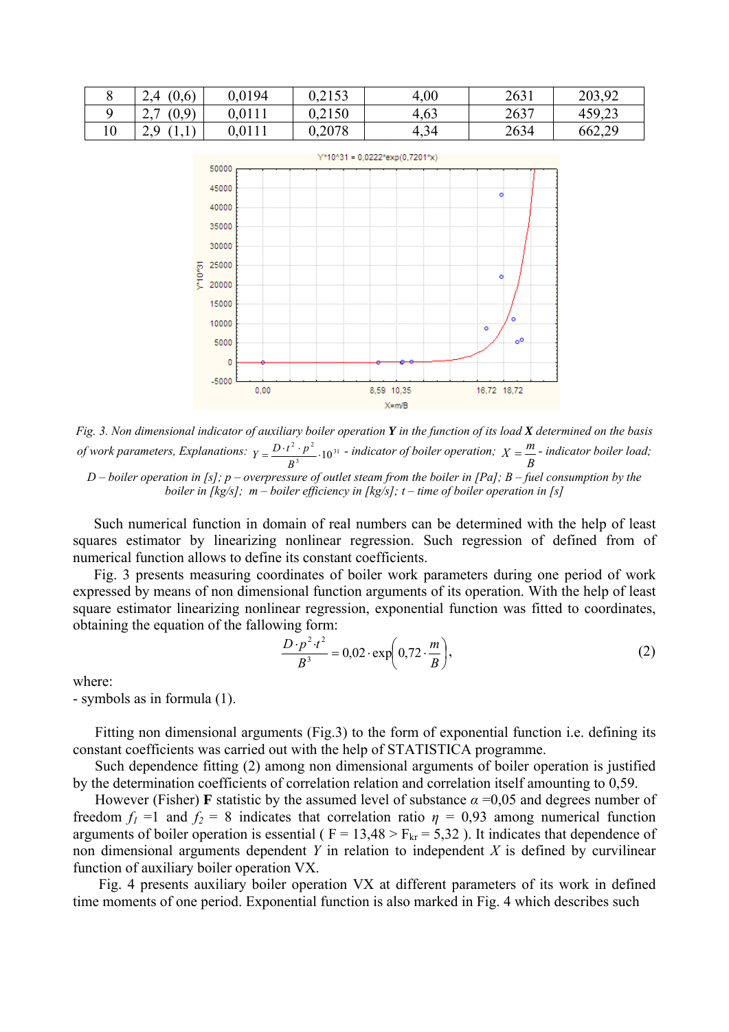| 8 | 2,4 (0,6) | 0,0194 | 0,2153 | 4,00 | 2631 | 203,92 |
|---|---|---|---|---|---|---|
| 9 | 2,7 (0,9) | 0,0111 | 0,2150 | 4,63 | 2637 | 459,23 |
| 10 | 2,9 (1,1) | 0,0111 | 0,2078 | 4,34 | 2634 | 662,29 |

*Fig. 3. Non dimensional indicator of auxiliary boiler operation* ***Y*** *in the function of its load* ***X*** *determined on the basis of work parameters, Explanations:* $Y = \frac{D \cdot t^2 \cdot p^2}{B^3} \cdot 10^{31}$ *- indicator of boiler operation;* $X = \frac{m}{B}$ *- indicator boiler load; D – boiler operation in [s]; p – overpressure of outlet steam from the boiler in [Pa]; B – fuel consumption by the boiler in [kg/s]; m – boiler efficiency in [kg/s]; t – time of boiler operation in [s]*

Such numerical function in domain of real numbers can be determined with the help of least squares estimator by linearizing nonlinear regression. Such regression of defined from of numerical function allows to define its constant coefficients.

Fig. 3 presents measuring coordinates of boiler work parameters during one period of work expressed by means of non dimensional function arguments of its operation. With the help of least square estimator linearizing nonlinear regression, exponential function was fitted to coordinates, obtaining the equation of the fallowing form:

$$\frac{D \cdot p^2 \cdot t^2}{B^3} = 0{,}02 \cdot \exp\left(0{,}72 \cdot \frac{m}{B}\right), \tag{2}$$

where:
- symbols as in formula (1).

Fitting non dimensional arguments (Fig.3) to the form of exponential function i.e. defining its constant coefficients was carried out with the help of STATISTICA programme.

Such dependence fitting (2) among non dimensional arguments of boiler operation is justified by the determination coefficients of correlation relation and correlation itself amounting to 0,59.

However (Fisher) **F** statistic by the assumed level of substance $\alpha$ =0,05 and degrees number of freedom $f_1$ =1 and $f_2$ = 8 indicates that correlation ratio $\eta$ = 0,93 among numerical function arguments of boiler operation is essential ( F = 13,48 > $F_{kr}$ = 5,32 ). It indicates that dependence of non dimensional arguments dependent *Y* in relation to independent *X* is defined by curvilinear function of auxiliary boiler operation VX.

Fig. 4 presents auxiliary boiler operation VX at different parameters of its work in defined time moments of one period. Exponential function is also marked in Fig. 4 which describes such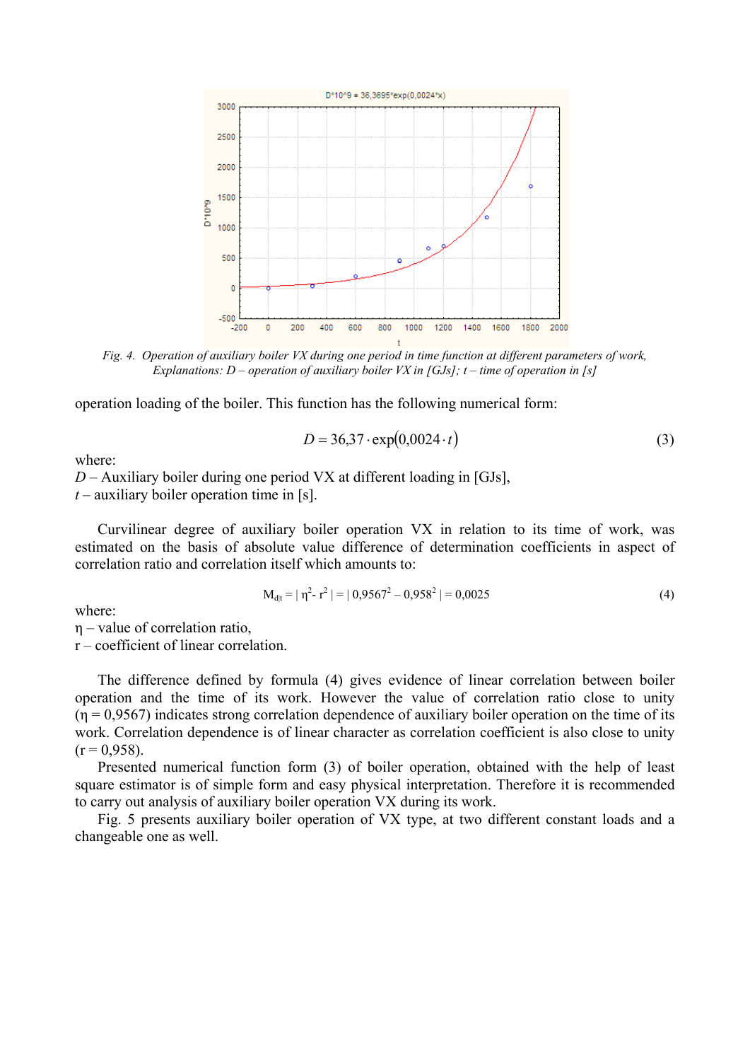*Fig. 4. Operation of auxiliary boiler VX during one period in time function at different parameters of work, Explanations: D – operation of auxiliary boiler VX in [GJs]; t – time of operation in [s]*

operation loading of the boiler. This function has the following numerical form:

$$D = 36{,}37 \cdot \exp(0{,}0024 \cdot t) \tag{3}$$

where:
$D$ – Auxiliary boiler during one period VX at different loading in [GJs],
$t$ – auxiliary boiler operation time in [s].

Curvilinear degree of auxiliary boiler operation VX in relation to its time of work, was estimated on the basis of absolute value difference of determination coefficients in aspect of correlation ratio and correlation itself which amounts to:

$$M_{d/t} = |\,\eta^2 - r^2\,| = |\,0{,}9567^2 - 0{,}958^2\,| = 0{,}0025 \tag{4}$$

where:
$\eta$ – value of correlation ratio,
$r$ – coefficient of linear correlation.

The difference defined by formula (4) gives evidence of linear correlation between boiler operation and the time of its work. However the value of correlation ratio close to unity ($\eta$ = 0,9567) indicates strong correlation dependence of auxiliary boiler operation on the time of its work. Correlation dependence is of linear character as correlation coefficient is also close to unity ($r$ = 0,958).

Presented numerical function form (3) of boiler operation, obtained with the help of least square estimator is of simple form and easy physical interpretation. Therefore it is recommended to carry out analysis of auxiliary boiler operation VX during its work.

Fig. 5 presents auxiliary boiler operation of VX type, at two different constant loads and a changeable one as well.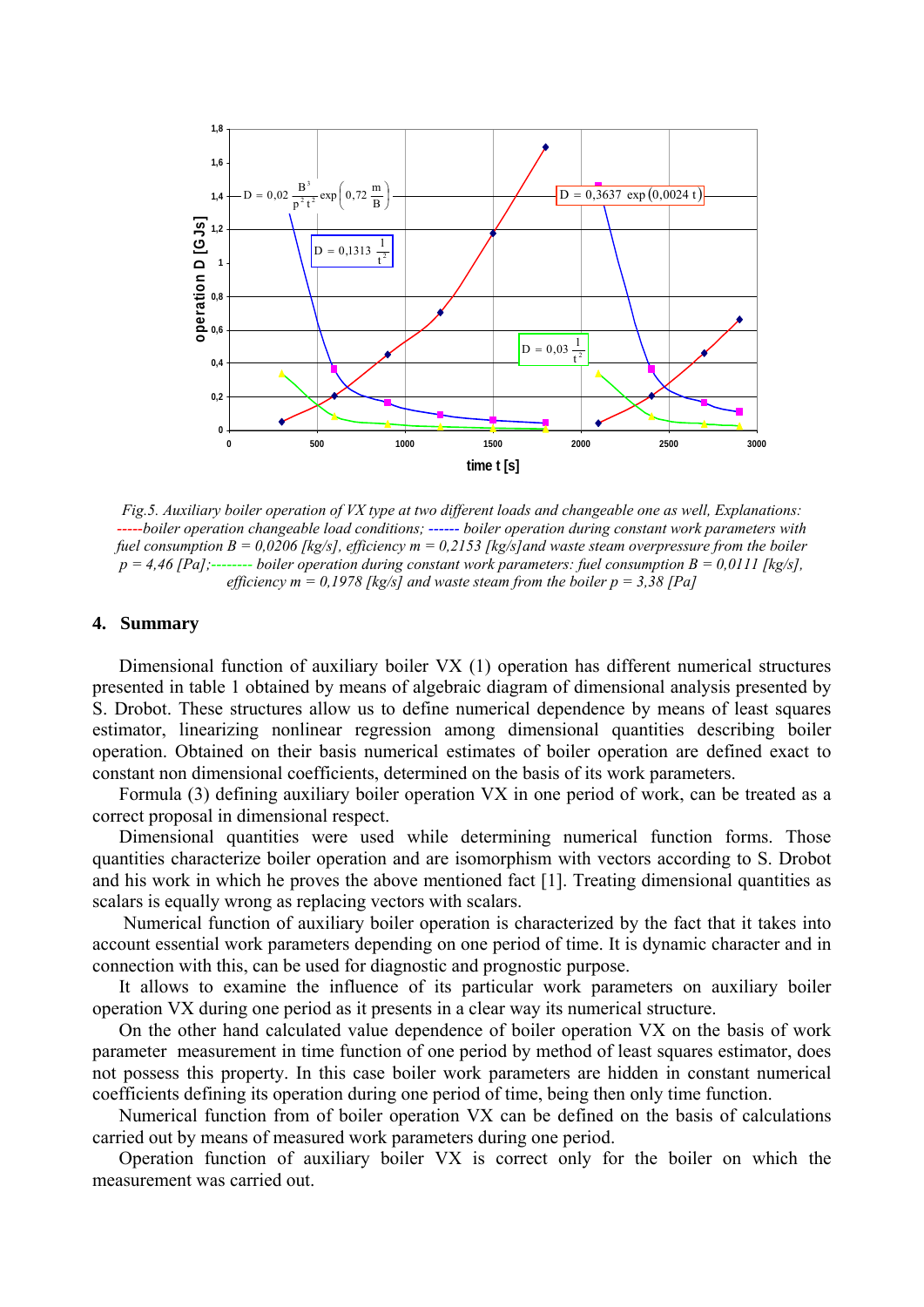*Fig.5. Auxiliary boiler operation of VX type at two different loads and changeable one as well, Explanations: -----boiler operation changeable load conditions; ------ boiler operation during constant work parameters with fuel consumption B = 0,0206 [kg/s], efficiency m = 0,2153 [kg/s]and waste steam overpressure from the boiler p = 4,46 [Pa];-------- boiler operation during constant work parameters: fuel consumption B = 0,0111 [kg/s], efficiency m = 0,1978 [kg/s] and waste steam from the boiler p = 3,38 [Pa]*

## 4. Summary

Dimensional function of auxiliary boiler VX (1) operation has different numerical structures presented in table 1 obtained by means of algebraic diagram of dimensional analysis presented by S. Drobot. These structures allow us to define numerical dependence by means of least squares estimator, linearizing nonlinear regression among dimensional quantities describing boiler operation. Obtained on their basis numerical estimates of boiler operation are defined exact to constant non dimensional coefficients, determined on the basis of its work parameters.

Formula (3) defining auxiliary boiler operation VX in one period of work, can be treated as a correct proposal in dimensional respect.

Dimensional quantities were used while determining numerical function forms. Those quantities characterize boiler operation and are isomorphism with vectors according to S. Drobot and his work in which he proves the above mentioned fact [1]. Treating dimensional quantities as scalars is equally wrong as replacing vectors with scalars.

Numerical function of auxiliary boiler operation is characterized by the fact that it takes into account essential work parameters depending on one period of time. It is dynamic character and in connection with this, can be used for diagnostic and prognostic purpose.

It allows to examine the influence of its particular work parameters on auxiliary boiler operation VX during one period as it presents in a clear way its numerical structure.

On the other hand calculated value dependence of boiler operation VX on the basis of work parameter measurement in time function of one period by method of least squares estimator, does not possess this property. In this case boiler work parameters are hidden in constant numerical coefficients defining its operation during one period of time, being then only time function.

Numerical function from of boiler operation VX can be defined on the basis of calculations carried out by means of measured work parameters during one period.

Operation function of auxiliary boiler VX is correct only for the boiler on which the measurement was carried out.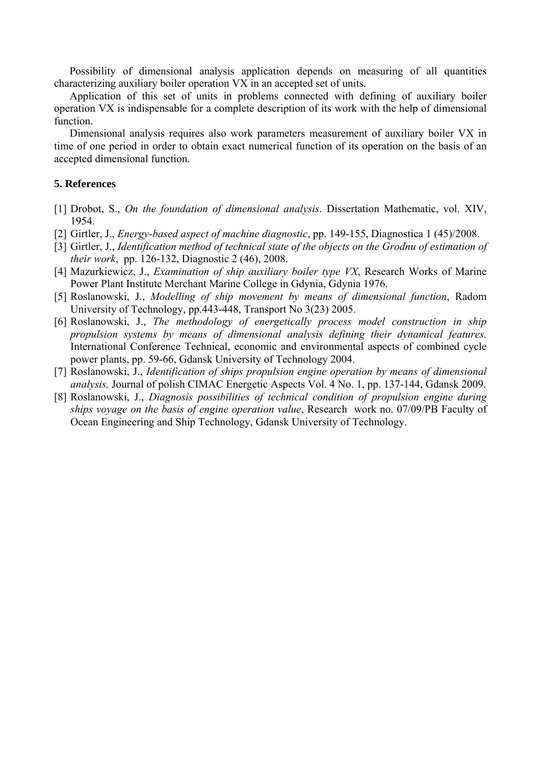Possibility of dimensional analysis application depends on measuring of all quantities characterizing auxiliary boiler operation VX in an accepted set of units.

Application of this set of units in problems connected with defining of auxiliary boiler operation VX is indispensable for a complete description of its work with the help of dimensional function.

Dimensional analysis requires also work parameters measurement of auxiliary boiler VX in time of one period in order to obtain exact numerical function of its operation on the basis of an accepted dimensional function.

## 5. References

[1] Drobot, S., *On the foundation of dimensional analysis*. Dissertation Mathematic, vol. XIV, 1954.

[2] Girtler, J., *Energy-based aspect of machine diagnostic*, pp. 149-155, Diagnostica 1 (45)/2008.

[3] Girtler, J., *Identification method of technical state of the objects on the Grodnu of estimation of their work*, pp. 126-132, Diagnostic 2 (46), 2008.

[4] Mazurkiewicz, J., *Examination of ship auxiliary boiler type VX*, Research Works of Marine Power Plant Institute Merchant Marine College in Gdynia, Gdynia 1976.

[5] Roslanowski, J., *Modelling of ship movement by means of dimensional function*, Radom University of Technology, pp.443-448, Transport No 3(23) 2005.

[6] Roslanowski, J., *The methodology of energetically process model construction in ship propulsion systems by means of dimensional analysis defining their dynamical features.* International Conference Technical, economic and environmental aspects of combined cycle power plants, pp. 59-66, Gdansk University of Technology 2004.

[7] Roslanowski, J., *Identification of ships propulsion engine operation by means of dimensional analysis,* Journal of polish CIMAC Energetic Aspects Vol. 4 No. 1, pp. 137-144, Gdansk 2009.

[8] Roslanowski, J., *Diagnosis possibilities of technical condition of propulsion engine during ships voyage on the basis of engine operation value*, Research work no. 07/09/PB Faculty of Ocean Engineering and Ship Technology, Gdansk University of Technology.